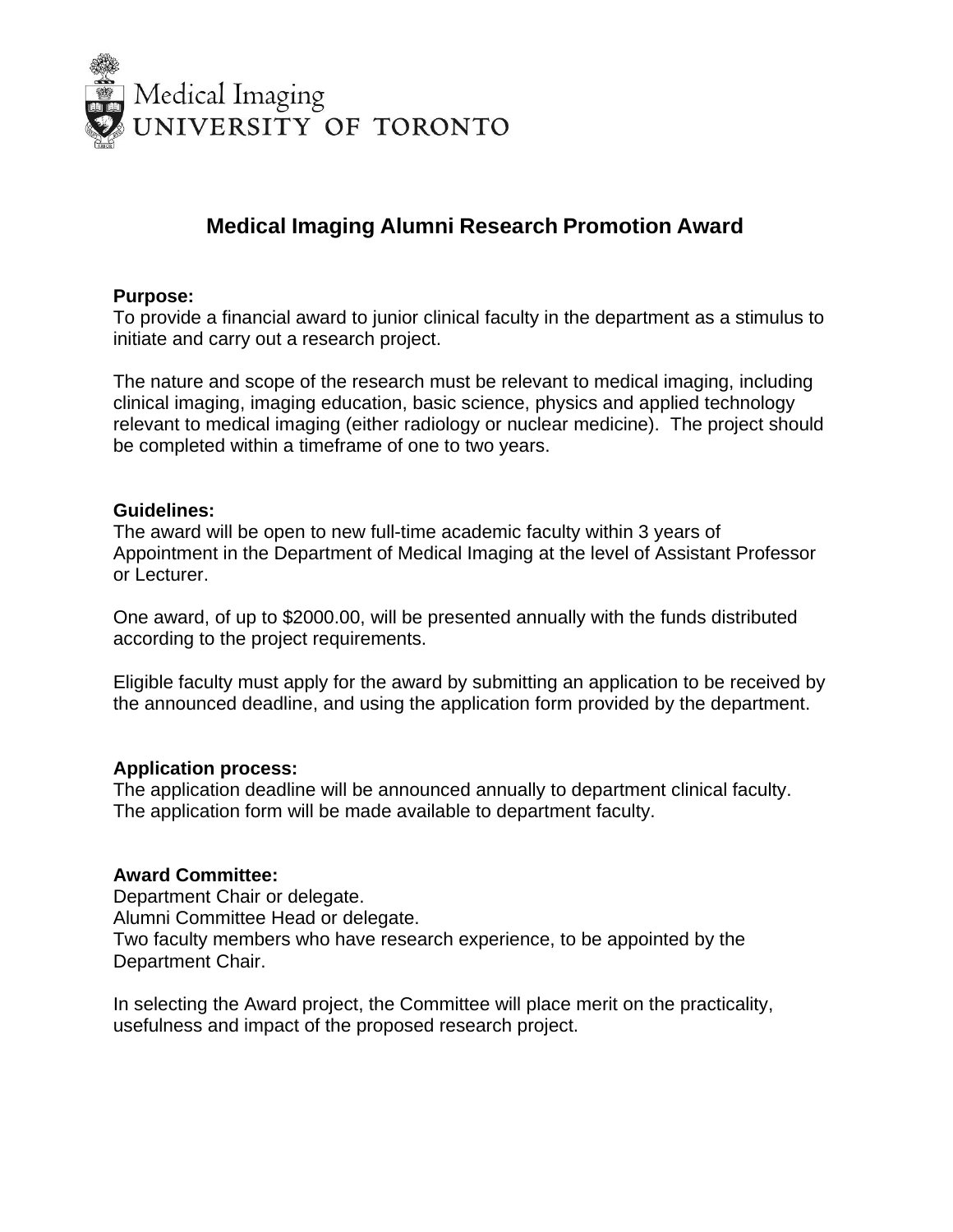Medical Imaging
UNIVERSITY OF TORONTO

# Medical Imaging Alumni Research Promotion Award

**Purpose:**
To provide a financial award to junior clinical faculty in the department as a stimulus to initiate and carry out a research project.

The nature and scope of the research must be relevant to medical imaging, including clinical imaging, imaging education, basic science, physics and applied technology relevant to medical imaging (either radiology or nuclear medicine). The project should be completed within a timeframe of one to two years.

**Guidelines:**
The award will be open to new full-time academic faculty within 3 years of Appointment in the Department of Medical Imaging at the level of Assistant Professor or Lecturer.

One award, of up to $2000.00, will be presented annually with the funds distributed according to the project requirements.

Eligible faculty must apply for the award by submitting an application to be received by the announced deadline, and using the application form provided by the department.

**Application process:**
The application deadline will be announced annually to department clinical faculty.
The application form will be made available to department faculty.

**Award Committee:**
Department Chair or delegate.
Alumni Committee Head or delegate.
Two faculty members who have research experience, to be appointed by the Department Chair.

In selecting the Award project, the Committee will place merit on the practicality, usefulness and impact of the proposed research project.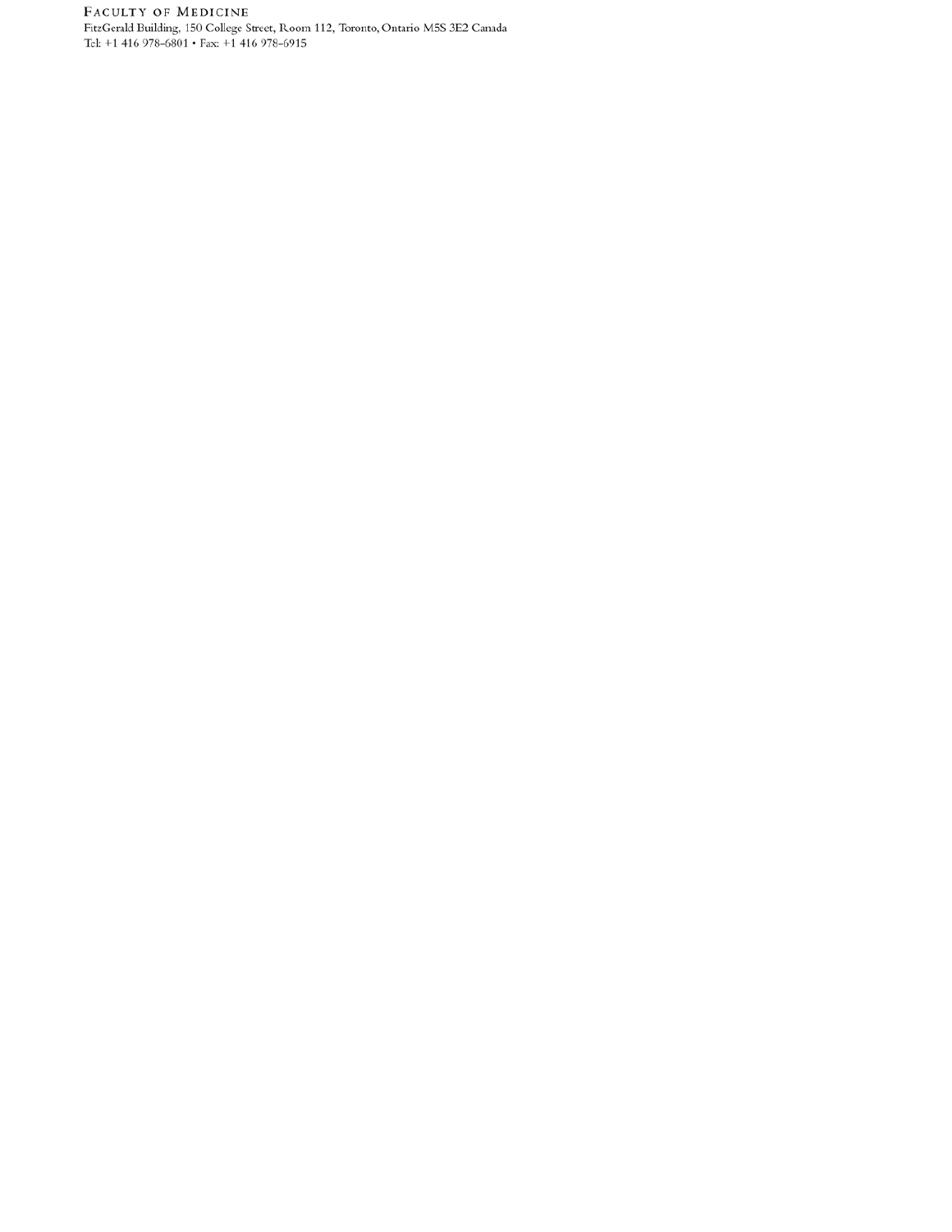Faculty of Medicine
FitzGerald Building, 150 College Street, Room 112, Toronto, Ontario M5S 3E2 Canada
Tel: +1 416 978-6801 • Fax: +1 416 978-6915